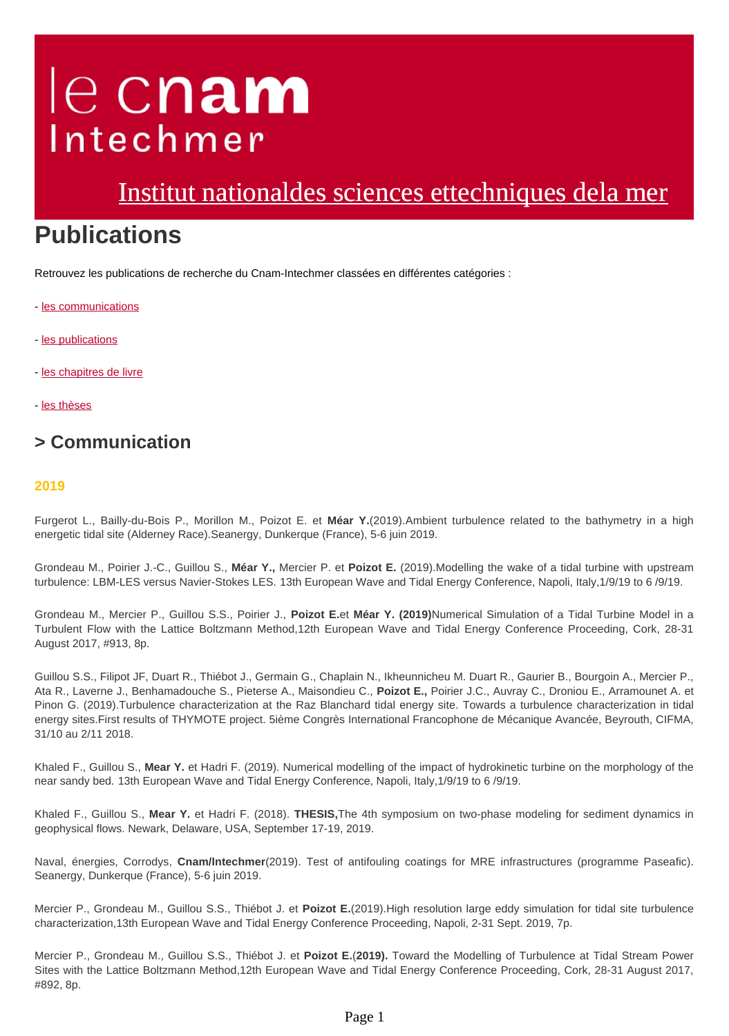le cnam
Intechmer

Institut nationaldes sciences ettechniques dela mer

# Publications

Retrouvez les publications de recherche du Cnam-Intechmer classées en différentes catégories :

- les communications

- les publications

- les chapitres de livre

- les thèses

## > Communication

### 2019

Furgerot L., Bailly-du-Bois P., Morillon M., Poizot E. et **Méar Y.**(2019).Ambient turbulence related to the bathymetry in a high energetic tidal site (Alderney Race).Seanergy, Dunkerque (France), 5-6 juin 2019.

Grondeau M., Poirier J.-C., Guillou S., **Méar Y.,** Mercier P. et **Poizot E.** (2019).Modelling the wake of a tidal turbine with upstream turbulence: LBM-LES versus Navier-Stokes LES. 13th European Wave and Tidal Energy Conference, Napoli, Italy,1/9/19 to 6 /9/19.

Grondeau M., Mercier P., Guillou S.S., Poirier J., **Poizot E.**et **Méar Y. (2019)**Numerical Simulation of a Tidal Turbine Model in a Turbulent Flow with the Lattice Boltzmann Method,12th European Wave and Tidal Energy Conference Proceeding, Cork, 28-31 August 2017, #913, 8p.

Guillou S.S., Filipot JF, Duart R., Thiébot J., Germain G., Chaplain N., Ikheunnicheu M. Duart R., Gaurier B., Bourgoin A., Mercier P., Ata R., Laverne J., Benhamadouche S., Pieterse A., Maisondieu C., **Poizot E.,** Poirier J.C., Auvray C., Droniou E., Arramounet A. et Pinon G. (2019).Turbulence characterization at the Raz Blanchard tidal energy site. Towards a turbulence characterization in tidal energy sites.First results of THYMOTE project. 5ième Congrès International Francophone de Mécanique Avancée, Beyrouth, CIFMA, 31/10 au 2/11 2018.

Khaled F., Guillou S., **Mear Y.** et Hadri F. (2019). Numerical modelling of the impact of hydrokinetic turbine on the morphology of the near sandy bed. 13th European Wave and Tidal Energy Conference, Napoli, Italy,1/9/19 to 6 /9/19.

Khaled F., Guillou S., **Mear Y.** et Hadri F. (2018). **THESIS,**The 4th symposium on two-phase modeling for sediment dynamics in geophysical flows. Newark, Delaware, USA, September 17-19, 2019.

Naval, énergies, Corrodys, **Cnam/Intechmer**(2019). Test of antifouling coatings for MRE infrastructures (programme Paseafic). Seanergy, Dunkerque (France), 5-6 juin 2019.

Mercier P., Grondeau M., Guillou S.S., Thiébot J. et **Poizot E.**(2019).High resolution large eddy simulation for tidal site turbulence characterization,13th European Wave and Tidal Energy Conference Proceeding, Napoli, 2-31 Sept. 2019, 7p.

Mercier P., Grondeau M., Guillou S.S., Thiébot J. et **Poizot E.**(**2019).** Toward the Modelling of Turbulence at Tidal Stream Power Sites with the Lattice Boltzmann Method,12th European Wave and Tidal Energy Conference Proceeding, Cork, 28-31 August 2017, #892, 8p.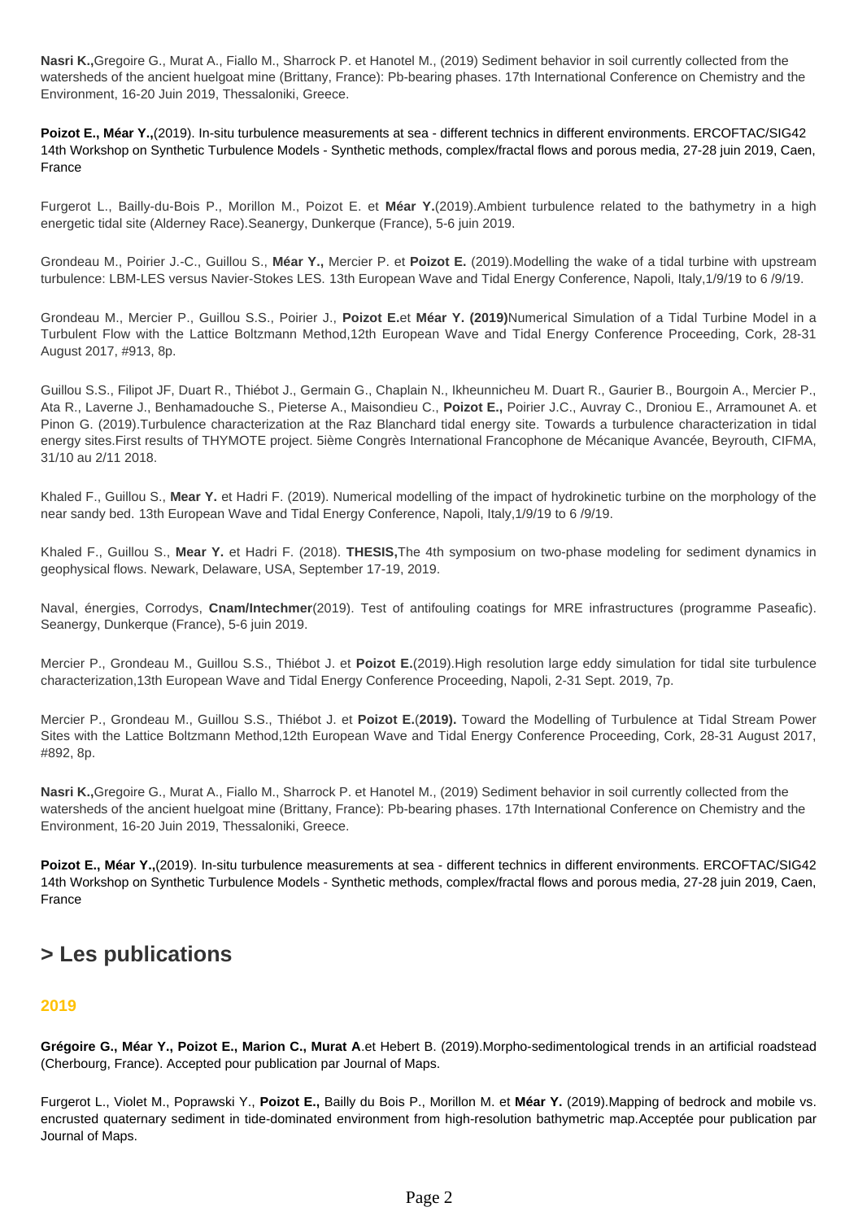**Nasri K.,**Gregoire G., Murat A., Fiallo M., Sharrock P. et Hanotel M., (2019) Sediment behavior in soil currently collected from the watersheds of the ancient huelgoat mine (Brittany, France): Pb-bearing phases. 17th International Conference on Chemistry and the Environment, 16-20 Juin 2019, Thessaloniki, Greece.

**Poizot E., Méar Y.,**(2019). In-situ turbulence measurements at sea - different technics in different environments. ERCOFTAC/SIG42 14th Workshop on Synthetic Turbulence Models - Synthetic methods, complex/fractal flows and porous media, 27-28 juin 2019, Caen, France

Furgerot L., Bailly-du-Bois P., Morillon M., Poizot E. et **Méar Y.**(2019).Ambient turbulence related to the bathymetry in a high energetic tidal site (Alderney Race).Seanergy, Dunkerque (France), 5-6 juin 2019.

Grondeau M., Poirier J.-C., Guillou S., **Méar Y.,** Mercier P. et **Poizot E.** (2019).Modelling the wake of a tidal turbine with upstream turbulence: LBM-LES versus Navier-Stokes LES. 13th European Wave and Tidal Energy Conference, Napoli, Italy,1/9/19 to 6 /9/19.

Grondeau M., Mercier P., Guillou S.S., Poirier J., **Poizot E.**et **Méar Y. (2019)**Numerical Simulation of a Tidal Turbine Model in a Turbulent Flow with the Lattice Boltzmann Method,12th European Wave and Tidal Energy Conference Proceeding, Cork, 28-31 August 2017, #913, 8p.

Guillou S.S., Filipot JF, Duart R., Thiébot J., Germain G., Chaplain N., Ikheunnicheu M. Duart R., Gaurier B., Bourgoin A., Mercier P., Ata R., Laverne J., Benhamadouche S., Pieterse A., Maisondieu C., **Poizot E.,** Poirier J.C., Auvray C., Droniou E., Arramounet A. et Pinon G. (2019).Turbulence characterization at the Raz Blanchard tidal energy site. Towards a turbulence characterization in tidal energy sites.First results of THYMOTE project. 5ième Congrès International Francophone de Mécanique Avancée, Beyrouth, CIFMA, 31/10 au 2/11 2018.

Khaled F., Guillou S., **Mear Y.** et Hadri F. (2019). Numerical modelling of the impact of hydrokinetic turbine on the morphology of the near sandy bed. 13th European Wave and Tidal Energy Conference, Napoli, Italy,1/9/19 to 6 /9/19.

Khaled F., Guillou S., **Mear Y.** et Hadri F. (2018). **THESIS,**The 4th symposium on two-phase modeling for sediment dynamics in geophysical flows. Newark, Delaware, USA, September 17-19, 2019.

Naval, énergies, Corrodys, **Cnam/Intechmer**(2019). Test of antifouling coatings for MRE infrastructures (programme Paseafic). Seanergy, Dunkerque (France), 5-6 juin 2019.

Mercier P., Grondeau M., Guillou S.S., Thiébot J. et **Poizot E.**(2019).High resolution large eddy simulation for tidal site turbulence characterization,13th European Wave and Tidal Energy Conference Proceeding, Napoli, 2-31 Sept. 2019, 7p.

Mercier P., Grondeau M., Guillou S.S., Thiébot J. et **Poizot E.**(**2019).** Toward the Modelling of Turbulence at Tidal Stream Power Sites with the Lattice Boltzmann Method,12th European Wave and Tidal Energy Conference Proceeding, Cork, 28-31 August 2017, #892, 8p.

**Nasri K.,**Gregoire G., Murat A., Fiallo M., Sharrock P. et Hanotel M., (2019) Sediment behavior in soil currently collected from the watersheds of the ancient huelgoat mine (Brittany, France): Pb-bearing phases. 17th International Conference on Chemistry and the Environment, 16-20 Juin 2019, Thessaloniki, Greece.

**Poizot E., Méar Y.,**(2019). In-situ turbulence measurements at sea - different technics in different environments. ERCOFTAC/SIG42 14th Workshop on Synthetic Turbulence Models - Synthetic methods, complex/fractal flows and porous media, 27-28 juin 2019, Caen, France

## > Les publications

### 2019

**Grégoire G., Méar Y., Poizot E., Marion C., Murat A**.et Hebert B. (2019).Morpho-sedimentological trends in an artificial roadstead (Cherbourg, France). Accepted pour publication par Journal of Maps.

Furgerot L., Violet M., Poprawski Y., **Poizot E.,** Bailly du Bois P., Morillon M. et **Méar Y.** (2019).Mapping of bedrock and mobile vs. encrusted quaternary sediment in tide-dominated environment from high-resolution bathymetric map.Acceptée pour publication par Journal of Maps.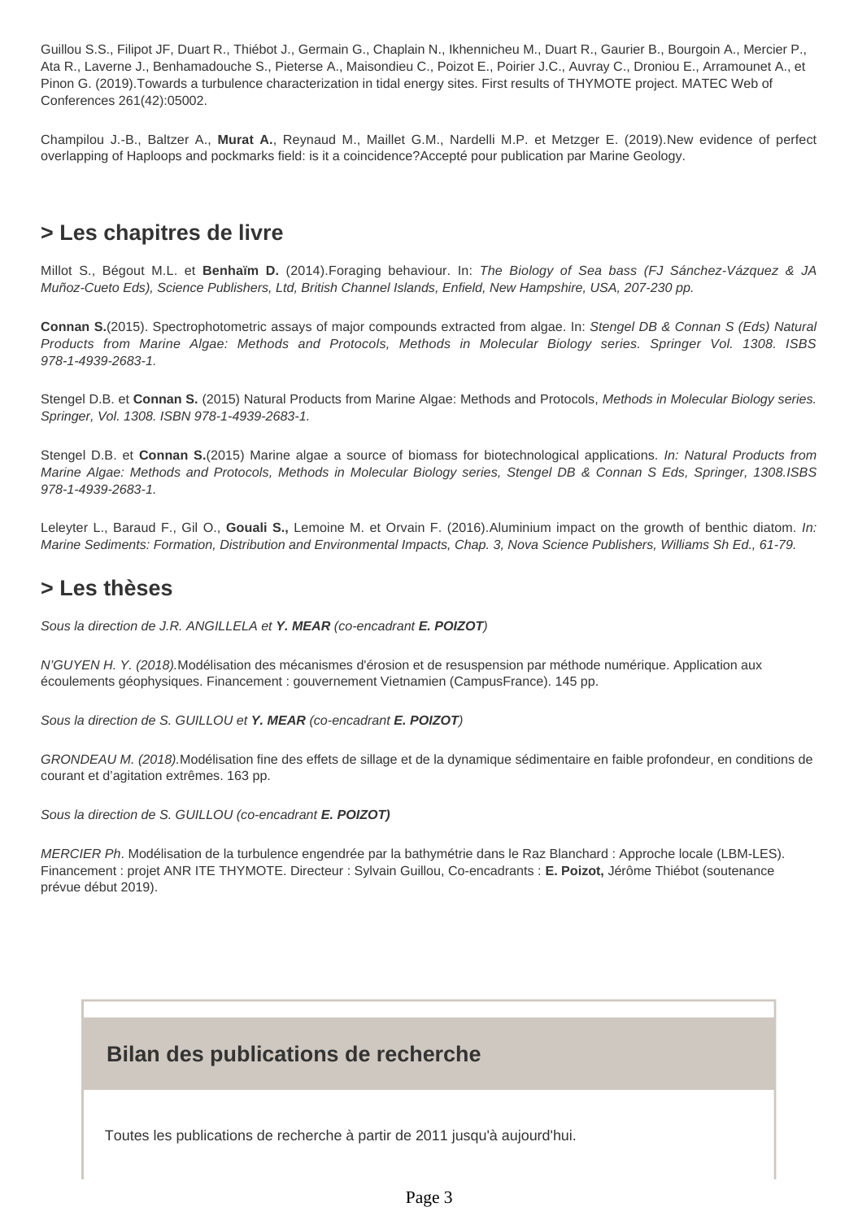Guillou S.S., Filipot JF, Duart R., Thiébot J., Germain G., Chaplain N., Ikhennicheu M., Duart R., Gaurier B., Bourgoin A., Mercier P., Ata R., Laverne J., Benhamadouche S., Pieterse A., Maisondieu C., Poizot E., Poirier J.C., Auvray C., Droniou E., Arramounet A., et Pinon G. (2019).Towards a turbulence characterization in tidal energy sites. First results of THYMOTE project. MATEC Web of Conferences 261(42):05002.

Champilou J.-B., Baltzer A., **Murat A.**, Reynaud M., Maillet G.M., Nardelli M.P. et Metzger E. (2019).New evidence of perfect overlapping of Haploops and pockmarks field: is it a coincidence?Accepté pour publication par Marine Geology.

## > Les chapitres de livre

Millot S., Bégout M.L. et **Benhaïm D.** (2014).Foraging behaviour. In: *The Biology of Sea bass (FJ Sánchez-Vázquez & JA Muñoz-Cueto Eds), Science Publishers, Ltd, British Channel Islands, Enfield, New Hampshire, USA, 207-230 pp.*

**Connan S.**(2015). Spectrophotometric assays of major compounds extracted from algae. In: *Stengel DB & Connan S (Eds) Natural Products from Marine Algae: Methods and Protocols, Methods in Molecular Biology series. Springer Vol. 1308. ISBS 978-1-4939-2683-1.*

Stengel D.B. et **Connan S.** (2015) Natural Products from Marine Algae: Methods and Protocols, *Methods in Molecular Biology series. Springer, Vol. 1308. ISBN 978-1-4939-2683-1.*

Stengel D.B. et **Connan S.**(2015) Marine algae a source of biomass for biotechnological applications. *In: Natural Products from Marine Algae: Methods and Protocols, Methods in Molecular Biology series, Stengel DB & Connan S Eds, Springer, 1308.ISBS 978-1-4939-2683-1.*

Leleyter L., Baraud F., Gil O., **Gouali S.,** Lemoine M. et Orvain F. (2016).Aluminium impact on the growth of benthic diatom. *In: Marine Sediments: Formation, Distribution and Environmental Impacts, Chap. 3, Nova Science Publishers, Williams Sh Ed., 61-79.*

## > Les thèses

*Sous la direction de J.R. ANGILLELA et* ***Y. MEAR*** *(co-encadrant* ***E. POIZOT****)*

*N'GUYEN H. Y. (2018).*Modélisation des mécanismes d'érosion et de resuspension par méthode numérique. Application aux écoulements géophysiques. Financement : gouvernement Vietnamien (CampusFrance). 145 pp.

*Sous la direction de S. GUILLOU et* ***Y. MEAR*** *(co-encadrant* ***E. POIZOT****)*

*GRONDEAU M. (2018).*Modélisation fine des effets de sillage et de la dynamique sédimentaire en faible profondeur, en conditions de courant et d'agitation extrêmes. 163 pp.

*Sous la direction de S. GUILLOU (co-encadrant* ***E. POIZOT)***

*MERCIER Ph*. Modélisation de la turbulence engendrée par la bathymétrie dans le Raz Blanchard : Approche locale (LBM-LES). Financement : projet ANR ITE THYMOTE. Directeur : Sylvain Guillou, Co-encadrants : **E. Poizot,** Jérôme Thiébot (soutenance prévue début 2019).

## Bilan des publications de recherche

Toutes les publications de recherche à partir de 2011 jusqu'à aujourd'hui.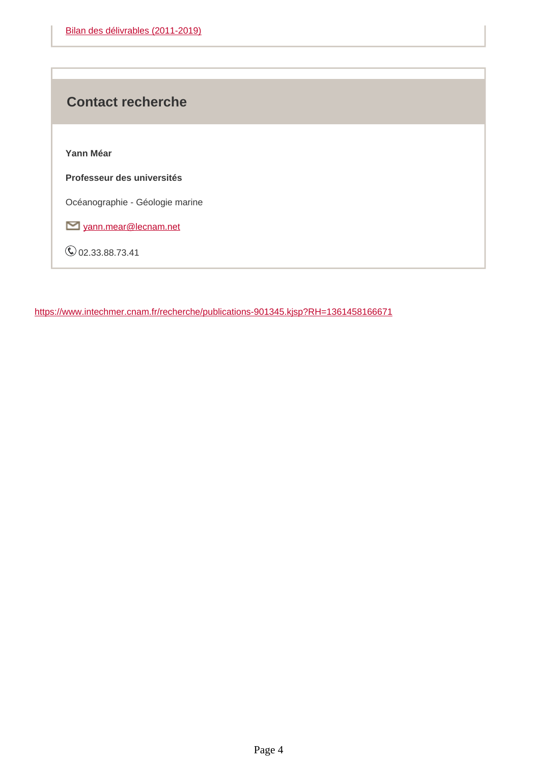Bilan des délivrables (2011-2019)

## Contact recherche

**Yann Méar**

**Professeur des universités**

Océanographie - Géologie marine

yann.mear@lecnam.net

02.33.88.73.41

https://www.intechmer.cnam.fr/recherche/publications-901345.kjsp?RH=1361458166671